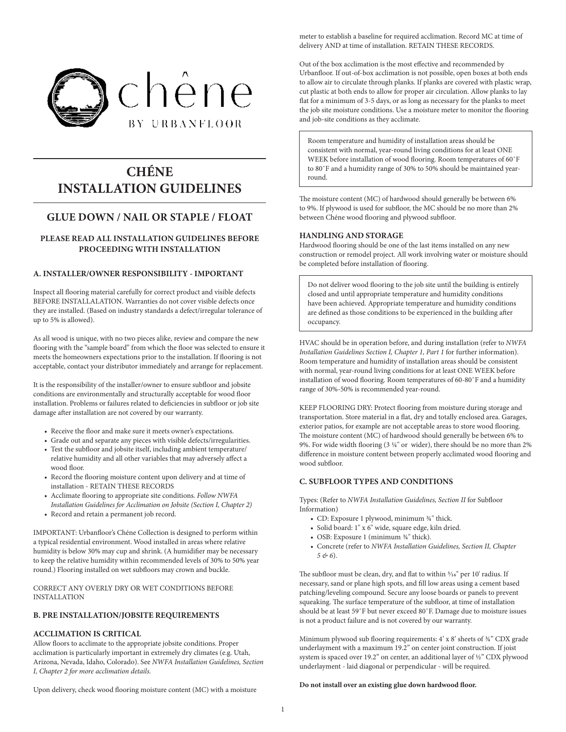# CHÉNE INSTALLATION GUIDELINES

## GLUE DOWN / NAIL OR STAPLE / FLOAT

### PLEASE READ ALL INSTALLATION GUIDELINES BEFORE PROCEEDING WITH INSTALLATION

### A. INSTALLER/OWNER RESPONSIBILITY - IMPORTANT

Inspect all flooring material carefully for correct product and visible defects BEFORE INSTALLALATION. Warranties do not cover visible defects once they are installed. (Based on industry standards a defect/irregular tolerance of up to 5% is allowed).

As all wood is unique, with no two pieces alike, review and compare the new flooring with the "sample board" from which the floor was selected to ensure it meets the homeowners expectations prior to the installation. If flooring is not acceptable, contact your distributor immediately and arrange for replacement.

It is the responsibility of the installer/owner to ensure subfloor and jobsite conditions are environmentally and structurally acceptable for wood floor installation. Problems or failures related to deficiencies in subfloor or job site damage after installation are not covered by our warranty.

- Receive the floor and make sure it meets owner's expectations.
- Grade out and separate any pieces with visible defects/irregularities.
- Test the subfloor and jobsite itself, including ambient temperature/ relative humidity and all other variables that may adversely affect a wood floor.
- Record the flooring moisture content upon delivery and at time of installation - RETAIN THESE RECORDS
- Acclimate flooring to appropriate site conditions. *Follow NWFA Installation Guidelines for Acclimation on Jobsite (Section I, Chapter 2)*
- Record and retain a permanent job record.

IMPORTANT: Urbanfloor's Chéne Collection is designed to perform within a typical residential environment. Wood installed in areas where relative humidity is below 30% may cup and shrink. (A humidifier may be necessary to keep the relative humidity within recommended levels of 30% to 50% year round.) Flooring installed on wet subfloors may crown and buckle.

CORRECT ANY OVERLY DRY OR WET CONDITIONS BEFORE INSTALLATION

### B. PRE INSTALLATION/JOBSITE REQUIREMENTS

#### ACCLIMATION IS CRITICAL

Allow floors to acclimate to the appropriate jobsite conditions. Proper acclimation is particularly important in extremely dry climates (e.g. Utah, Arizona, Nevada, Idaho, Colorado). See *NWFA Installation Guidelines, Section I, Chapter 2 for more acclimation details.*

Upon delivery, check wood flooring moisture content (MC) with a moisture meter to establish a baseline for required acclimation. Record MC at time of delivery AND at time of installation. RETAIN THESE RECORDS.

Out of the box acclimation is the most effective and recommended by Urbanfloor. If out-of-box acclimation is not possible, open boxes at both ends to allow air to circulate through planks. If planks are covered with plastic wrap, cut plastic at both ends to allow for proper air circulation. Allow planks to lay flat for a minimum of 3-5 days, or as long as necessary for the planks to meet the job site moisture conditions. Use a moisture meter to monitor the flooring and job-site conditions as they acclimate.

> Room temperature and humidity of installation areas should be consistent with normal, year-round living conditions for at least ONE WEEK before installation of wood flooring. Room temperatures of 60˚F to 80˚F and a humidity range of 30% to 50% should be maintained year-round.

The moisture content (MC) of hardwood should generally be between 6% to 9%. If plywood is used for subfloor, the MC should be no more than 2% between Chéne wood flooring and plywood subfloor.

#### HANDLING AND STORAGE

Hardwood flooring should be one of the last items installed on any new construction or remodel project. All work involving water or moisture should be completed before installation of flooring.

> Do not deliver wood flooring to the job site until the building is entirely closed and until appropriate temperature and humidity conditions have been achieved. Appropriate temperature and humidity conditions are defined as those conditions to be experienced in the building after occupancy.

HVAC should be in operation before, and during installation (refer to *NWFA Installation Guidelines Section I, Chapter 1, Part 1* for further information). Room temperature and humidity of installation areas should be consistent with normal, year-round living conditions for at least ONE WEEK before installation of wood flooring. Room temperatures of 60-80˚F and a humidity range of 30%-50% is recommended year-round.

KEEP FLOORING DRY: Protect flooring from moisture during storage and transportation. Store material in a flat, dry and totally enclosed area. Garages, exterior patios, for example are not acceptable areas to store wood flooring. The moisture content (MC) of hardwood should generally be between 6% to 9%. For wide width flooring (3 ¼" or wider), there should be no more than 2% difference in moisture content between properly acclimated wood flooring and wood subfloor.

### C. SUBFLOOR TYPES AND CONDITIONS

Types: (Refer to *NWFA Installation Guidelines, Section II* for Subfloor Information)

- CD: Exposure 1 plywood, minimum ¾" thick.
- Solid board: 1" x 6" wide, square edge, kiln dried.
- OSB: Exposure 1 (minimum ¾" thick).
- Concrete (refer to *NWFA Installation Guidelines, Section II, Chapter 5 & 6*).

The subfloor must be clean, dry, and flat to within 3/16" per 10' radius. If necessary, sand or plane high spots, and fill low areas using a cement based patching/leveling compound. Secure any loose boards or panels to prevent squeaking. The surface temperature of the subfloor, at time of installation should be at least 59˚F but never exceed 80˚F. Damage due to moisture issues is not a product failure and is not covered by our warranty.

Minimum plywood sub flooring requirements: 4' x 8' sheets of ¾" CDX grade underlayment with a maximum 19.2" on center joint construction. If joist system is spaced over 19.2" on center, an additional layer of ½" CDX plywood underlayment - laid diagonal or perpendicular - will be required.

**Do not install over an existing glue down hardwood floor.**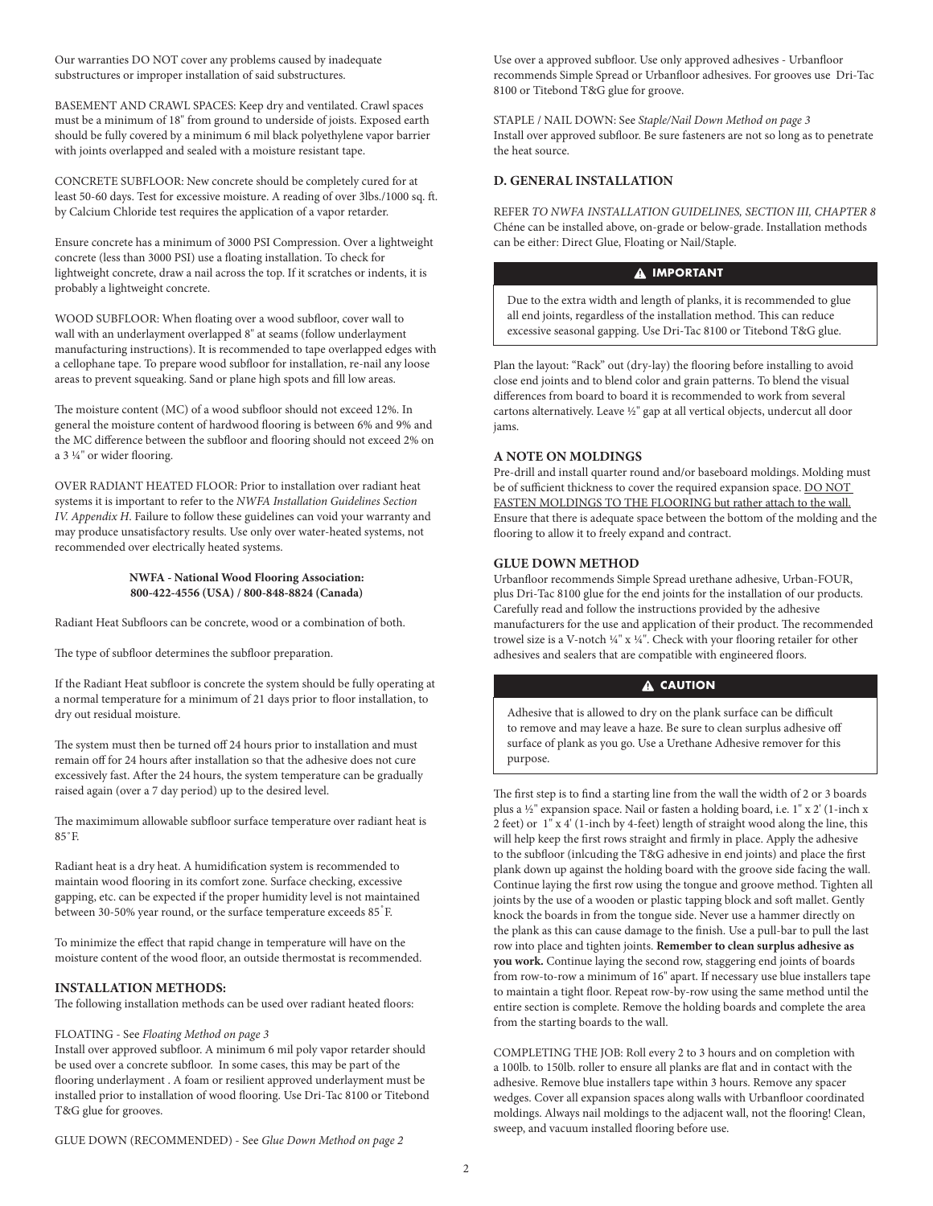Our warranties DO NOT cover any problems caused by inadequate substructures or improper installation of said substructures.

BASEMENT AND CRAWL SPACES: Keep dry and ventilated. Crawl spaces must be a minimum of 18" from ground to underside of joists. Exposed earth should be fully covered by a minimum 6 mil black polyethylene vapor barrier with joints overlapped and sealed with a moisture resistant tape.

CONCRETE SUBFLOOR: New concrete should be completely cured for at least 50-60 days. Test for excessive moisture. A reading of over 3lbs./1000 sq. ft. by Calcium Chloride test requires the application of a vapor retarder.

Ensure concrete has a minimum of 3000 PSI Compression. Over a lightweight concrete (less than 3000 PSI) use a floating installation. To check for lightweight concrete, draw a nail across the top. If it scratches or indents, it is probably a lightweight concrete.

WOOD SUBFLOOR: When floating over a wood subfloor, cover wall to wall with an underlayment overlapped 8" at seams (follow underlayment manufacturing instructions). It is recommended to tape overlapped edges with a cellophane tape. To prepare wood subfloor for installation, re-nail any loose areas to prevent squeaking. Sand or plane high spots and fill low areas.

The moisture content (MC) of a wood subfloor should not exceed 12%. In general the moisture content of hardwood flooring is between 6% and 9% and the MC difference between the subfloor and flooring should not exceed 2% on a 3 ¼" or wider flooring.

OVER RADIANT HEATED FLOOR: Prior to installation over radiant heat systems it is important to refer to the *NWFA Installation Guidelines Section IV. Appendix H*. Failure to follow these guidelines can void your warranty and may produce unsatisfactory results. Use only over water-heated systems, not recommended over electrically heated systems.

**NWFA - National Wood Flooring Association:**
**800-422-4556 (USA) / 800-848-8824 (Canada)**

Radiant Heat Subfloors can be concrete, wood or a combination of both.

The type of subfloor determines the subfloor preparation.

If the Radiant Heat subfloor is concrete the system should be fully operating at a normal temperature for a minimum of 21 days prior to floor installation, to dry out residual moisture.

The system must then be turned off 24 hours prior to installation and must remain off for 24 hours after installation so that the adhesive does not cure excessively fast. After the 24 hours, the system temperature can be gradually raised again (over a 7 day period) up to the desired level.

The maximimum allowable subfloor surface temperature over radiant heat is 85˚F.

Radiant heat is a dry heat. A humidification system is recommended to maintain wood flooring in its comfort zone. Surface checking, excessive gapping, etc. can be expected if the proper humidity level is not maintained between 30-50% year round, or the surface temperature exceeds 85˚F.

To minimize the effect that rapid change in temperature will have on the moisture content of the wood floor, an outside thermostat is recommended.

### INSTALLATION METHODS:

The following installation methods can be used over radiant heated floors:

FLOATING - See *Floating Method on page 3*
Install over approved subfloor. A minimum 6 mil poly vapor retarder should be used over a concrete subfloor. In some cases, this may be part of the flooring underlayment . A foam or resilient approved underlayment must be installed prior to installation of wood flooring. Use Dri-Tac 8100 or Titebond T&G glue for grooves.

GLUE DOWN (RECOMMENDED) - See *Glue Down Method on page 2*
Use over a approved subfloor. Use only approved adhesives - Urbanfloor recommends Simple Spread or Urbanfloor adhesives. For grooves use Dri-Tac 8100 or Titebond T&G glue for groove.

STAPLE / NAIL DOWN: See *Staple/Nail Down Method on page 3*
Install over approved subfloor. Be sure fasteners are not so long as to penetrate the heat source.

### D. GENERAL INSTALLATION

REFER *TO NWFA INSTALLATION GUIDELINES, SECTION III, CHAPTER 8*
Chéne can be installed above, on-grade or below-grade. Installation methods can be either: Direct Glue, Floating or Nail/Staple.

> **⚠ IMPORTANT**
>
> Due to the extra width and length of planks, it is recommended to glue all end joints, regardless of the installation method. This can reduce excessive seasonal gapping. Use Dri-Tac 8100 or Titebond T&G glue.

Plan the layout: "Rack" out (dry-lay) the flooring before installing to avoid close end joints and to blend color and grain patterns. To blend the visual differences from board to board it is recommended to work from several cartons alternatively. Leave ½" gap at all vertical objects, undercut all door jams.

### A NOTE ON MOLDINGS

Pre-drill and install quarter round and/or baseboard moldings. Molding must be of sufficient thickness to cover the required expansion space. DO NOT FASTEN MOLDINGS TO THE FLOORING but rather attach to the wall. Ensure that there is adequate space between the bottom of the molding and the flooring to allow it to freely expand and contract.

### GLUE DOWN METHOD

Urbanfloor recommends Simple Spread urethane adhesive, Urban-FOUR, plus Dri-Tac 8100 glue for the end joints for the installation of our products. Carefully read and follow the instructions provided by the adhesive manufacturers for the use and application of their product. The recommended trowel size is a V-notch ¼" x ¼". Check with your flooring retailer for other adhesives and sealers that are compatible with engineered floors.

> **⚠ CAUTION**
>
> Adhesive that is allowed to dry on the plank surface can be difficult to remove and may leave a haze. Be sure to clean surplus adhesive off surface of plank as you go. Use a Urethane Adhesive remover for this purpose.

The first step is to find a starting line from the wall the width of 2 or 3 boards plus a ½" expansion space. Nail or fasten a holding board, i.e. 1" x 2' (1-inch x 2 feet) or 1" x 4' (1-inch by 4-feet) length of straight wood along the line, this will help keep the first rows straight and firmly in place. Apply the adhesive to the subfloor (inlcuding the T&G adhesive in end joints) and place the first plank down up against the holding board with the groove side facing the wall. Continue laying the first row using the tongue and groove method. Tighten all joints by the use of a wooden or plastic tapping block and soft mallet. Gently knock the boards in from the tongue side. Never use a hammer directly on the plank as this can cause damage to the finish. Use a pull-bar to pull the last row into place and tighten joints. **Remember to clean surplus adhesive as you work.** Continue laying the second row, staggering end joints of boards from row-to-row a minimum of 16" apart. If necessary use blue installers tape to maintain a tight floor. Repeat row-by-row using the same method until the entire section is complete. Remove the holding boards and complete the area from the starting boards to the wall.

COMPLETING THE JOB: Roll every 2 to 3 hours and on completion with a 100lb. to 150lb. roller to ensure all planks are flat and in contact with the adhesive. Remove blue installers tape within 3 hours. Remove any spacer wedges. Cover all expansion spaces along walls with Urbanfloor coordinated moldings. Always nail moldings to the adjacent wall, not the flooring! Clean, sweep, and vacuum installed flooring before use.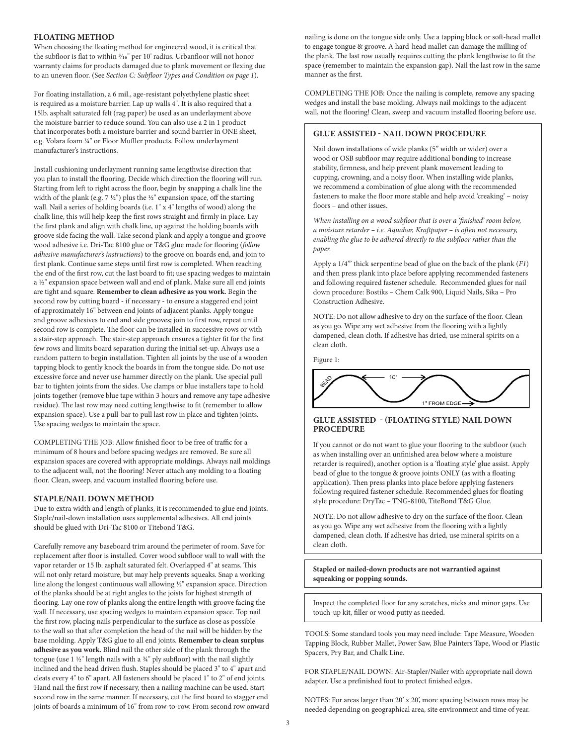### FLOATING METHOD

When choosing the floating method for engineered wood, it is critical that the subfloor is flat to within 3⁄16" per 10' radius. Urbanfloor will not honor warranty claims for products damaged due to plank movement or flexing due to an uneven floor. (See *Section C: Subfloor Types and Condition on page 1*).

For floating installation, a 6 mil., age-resistant polyethylene plastic sheet is required as a moisture barrier. Lap up walls 4". It is also required that a 15lb. asphalt saturated felt (rag paper) be used as an underlayment above the moisture barrier to reduce sound. You can also use a 2 in 1 product that incorporates both a moisture barrier and sound barrier in ONE sheet, e.g. Volara foam ¼" or Floor Muffler products. Follow underlayment manufacturer's instructions.

Install cushioning underlayment running same lengthwise direction that you plan to install the flooring. Decide which direction the flooring will run. Starting from left to right across the floor, begin by snapping a chalk line the width of the plank (e.g. 7 ½") plus the ½" expansion space, off the starting wall. Nail a series of holding boards (i.e. 1" x 4" lengths of wood) along the chalk line, this will help keep the first rows straight and firmly in place. Lay the first plank and align with chalk line, up against the holding boards with groove side facing the wall. Take second plank and apply a tongue and groove wood adhesive i.e. Dri-Tac 8100 glue or T&G glue made for flooring (*follow adhesive manufacturer's instructions*) to the groove on boards end, and join to first plank. Continue same steps until first row is completed. When reaching the end of the first row, cut the last board to fit; use spacing wedges to maintain a ½" expansion space between wall and end of plank. Make sure all end joints are tight and square. **Remember to clean adhesive as you work.** Begin the second row by cutting board - if necessary - to ensure a staggered end joint of approximately 16" between end joints of adjacent planks. Apply tongue and groove adhesives to end and side grooves; join to first row, repeat until second row is complete. The floor can be installed in successive rows or with a stair-step approach. The stair-step approach ensures a tighter fit for the first few rows and limits board separation during the initial set-up. Always use a random pattern to begin installation. Tighten all joints by the use of a wooden tapping block to gently knock the boards in from the tongue side. Do not use excessive force and never use hammer directly on the plank. Use special pull bar to tighten joints from the sides. Use clamps or blue installers tape to hold joints together (remove blue tape within 3 hours and remove any tape adhesive residue). The last row may need cutting lengthwise to fit (remember to allow expansion space). Use a pull-bar to pull last row in place and tighten joints. Use spacing wedges to maintain the space.

COMPLETING THE JOB: Allow finished floor to be free of traffic for a minimum of 8 hours and before spacing wedges are removed. Be sure all expansion spaces are covered with appropriate moldings. Always nail moldings to the adjacent wall, not the flooring! Never attach any molding to a floating floor. Clean, sweep, and vacuum installed flooring before use.

### STAPLE/NAIL DOWN METHOD

Due to extra width and length of planks, it is recommended to glue end joints. Staple/nail-down installation uses supplemental adhesives. All end joints should be glued with Dri-Tac 8100 or Titebond T&G.

Carefully remove any baseboard trim around the perimeter of room. Save for replacement after floor is installed. Cover wood subfloor wall to wall with the vapor retarder or 15 lb. asphalt saturated felt. Overlapped 4" at seams. This will not only retard moisture, but may help prevents squeaks. Snap a working line along the longest continuous wall allowing ½" expansion space. Direction of the planks should be at right angles to the joists for highest strength of flooring. Lay one row of planks along the entire length with groove facing the wall. If necessary, use spacing wedges to maintain expansion space. Top nail the first row, placing nails perpendicular to the surface as close as possible to the wall so that after completion the head of the nail will be hidden by the base molding. Apply T&G glue to all end joints. **Remember to clean surplus adhesive as you work.** Blind nail the other side of the plank through the tongue (use 1 ½" length nails with a ¾" ply subfloor) with the nail slightly inclined and the head driven flush. Staples should be placed 3" to 4" apart and cleats every 4" to 6" apart. All fasteners should be placed 1" to 2" of end joints. Hand nail the first row if necessary, then a nailing machine can be used. Start second row in the same manner. If necessary, cut the first board to stagger end joints of boards a minimum of 16" from row-to-row. From second row onward nailing is done on the tongue side only. Use a tapping block or soft-head mallet to engage tongue & groove. A hard-head mallet can damage the milling of the plank. The last row usually requires cutting the plank lengthwise to fit the space (remember to maintain the expansion gap). Nail the last row in the same manner as the first.

COMPLETING THE JOB: Once the nailing is complete, remove any spacing wedges and install the base molding. Always nail moldings to the adjacent wall, not the flooring! Clean, sweep and vacuum installed flooring before use.

### GLUE ASSISTED - NAIL DOWN PROCEDURE

Nail down installations of wide planks (5" width or wider) over a wood or OSB subfloor may require additional bonding to increase stability, firmness, and help prevent plank movement leading to cupping, crowning, and a noisy floor. When installing wide planks, we recommend a combination of glue along with the recommended fasteners to make the floor more stable and help avoid 'creaking' – noisy floors – and other issues.

*When installing on a wood subfloor that is over a 'finished' room below, a moisture retarder – i.e. Aquabar, Kraftpaper – is often not necessary, enabling the glue to be adhered directly to the subfloor rather than the paper.*

Apply a 1/4"' thick serpentine bead of glue on the back of the plank (*F1*) and then press plank into place before applying recommended fasteners and following required fastener schedule. Recommended glues for nail down procedure: Bostiks – Chem Calk 900, Liquid Nails, Sika – Pro Construction Adhesive.

NOTE: Do not allow adhesive to dry on the surface of the floor. Clean as you go. Wipe any wet adhesive from the flooring with a lightly dampened, clean cloth. If adhesive has dried, use mineral spirits on a clean cloth.

Figure 1:

BEAD 10' 1" FROM EDGE

### GLUE ASSISTED - (FLOATING STYLE) NAIL DOWN PROCEDURE

If you cannot or do not want to glue your flooring to the subfloor (such as when installing over an unfinished area below where a moisture retarder is required), another option is a 'floating style' glue assist. Apply bead of glue to the tongue & groove joints ONLY (as with a floating application). Then press planks into place before applying fasteners following required fastener schedule. Recommended glues for floating style procedure: DryTac – TNG-8100, TiteBond T&G Glue.

NOTE: Do not allow adhesive to dry on the surface of the floor. Clean as you go. Wipe any wet adhesive from the flooring with a lightly dampened, clean cloth. If adhesive has dried, use mineral spirits on a clean cloth.

**Stapled or nailed-down products are not warrantied against squeaking or popping sounds.**

Inspect the completed floor for any scratches, nicks and minor gaps. Use touch-up kit, filler or wood putty as needed.

TOOLS: Some standard tools you may need include: Tape Measure, Wooden Tapping Block, Rubber Mallet, Power Saw, Blue Painters Tape, Wood or Plastic Spacers, Pry Bar, and Chalk Line.

FOR STAPLE/NAIL DOWN: Air-Stapler/Nailer with appropriate nail down adapter. Use a prefinished foot to protect finished edges.

NOTES: For areas larger than 20' x 20', more spacing between rows may be needed depending on geographical area, site environment and time of year.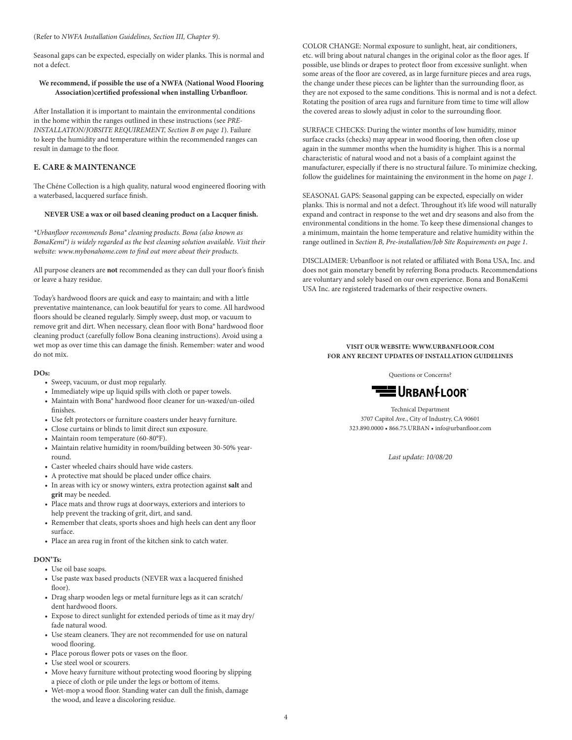(Refer to *NWFA Installation Guidelines, Section III, Chapter 9*).

Seasonal gaps can be expected, especially on wider planks. This is normal and not a defect.

**We recommend, if possible the use of a NWFA (National Wood Flooring Association)certified professional when installing Urbanfloor.**

After Installation it is important to maintain the environmental conditions in the home within the ranges outlined in these instructions (see *PRE-INSTALLATION/JOBSITE REQUIREMENT, Section B on page 1*). Failure to keep the humidity and temperature within the recommended ranges can result in damage to the floor.

## E. CARE & MAINTENANCE

The Chéne Collection is a high quality, natural wood engineered flooring with a waterbased, lacquered surface finish.

**NEVER USE a wax or oil based cleaning product on a Lacquer finish.**

*\*Urbanfloor recommends Bona® cleaning products. Bona (also known as BonaKemi®) is widely regarded as the best cleaning solution available. Visit their website: www.mybonahome.com to find out more about their products.*

All purpose cleaners are **not** recommended as they can dull your floor's finish or leave a hazy residue.

Today's hardwood floors are quick and easy to maintain; and with a little preventative maintenance, can look beautiful for years to come. All hardwood floors should be cleaned regularly. Simply sweep, dust mop, or vacuum to remove grit and dirt. When necessary, clean floor with Bona® hardwood floor cleaning product (carefully follow Bona cleaning instructions). Avoid using a wet mop as over time this can damage the finish. Remember: water and wood do not mix.

**DOs:**

- Sweep, vacuum, or dust mop regularly.
- Immediately wipe up liquid spills with cloth or paper towels.
- Maintain with Bona® hardwood floor cleaner for un-waxed/un-oiled finishes.
- Use felt protectors or furniture coasters under heavy furniture.
- Close curtains or blinds to limit direct sun exposure.
- Maintain room temperature (60-80°F).
- Maintain relative humidity in room/building between 30-50% year-round.
- Caster wheeled chairs should have wide casters.
- A protective mat should be placed under office chairs.
- In areas with icy or snowy winters, extra protection against **salt** and **grit** may be needed.
- Place mats and throw rugs at doorways, exteriors and interiors to help prevent the tracking of grit, dirt, and sand.
- Remember that cleats, sports shoes and high heels can dent any floor surface.
- Place an area rug in front of the kitchen sink to catch water.

**DON'Ts:**

- Use oil base soaps.
- Use paste wax based products (NEVER wax a lacquered finished floor).
- Drag sharp wooden legs or metal furniture legs as it can scratch/dent hardwood floors.
- Expose to direct sunlight for extended periods of time as it may dry/fade natural wood.
- Use steam cleaners. They are not recommended for use on natural wood flooring.
- Place porous flower pots or vases on the floor.
- Use steel wool or scourers.
- Move heavy furniture without protecting wood flooring by slipping a piece of cloth or pile under the legs or bottom of items.
- Wet-mop a wood floor. Standing water can dull the finish, damage the wood, and leave a discoloring residue.

COLOR CHANGE: Normal exposure to sunlight, heat, air conditioners, etc. will bring about natural changes in the original color as the floor ages. If possible, use blinds or drapes to protect floor from excessive sunlight. when some areas of the floor are covered, as in large furniture pieces and area rugs, the change under these pieces can be lighter than the surrounding floor, as they are not exposed to the same conditions. This is normal and is not a defect. Rotating the position of area rugs and furniture from time to time will allow the covered areas to slowly adjust in color to the surrounding floor.

SURFACE CHECKS: During the winter months of low humidity, minor surface cracks (checks) may appear in wood flooring, then often close up again in the summer months when the humidity is higher. This is a normal characteristic of natural wood and not a basis of a complaint against the manufacturer, especially if there is no structural failure. To minimize checking, follow the guidelines for maintaining the environment in the home on *page 1*.

SEASONAL GAPS: Seasonal gapping can be expected, especially on wider planks. This is normal and not a defect. Throughout it's life wood will naturally expand and contract in response to the wet and dry seasons and also from the environmental conditions in the home. To keep these dimensional changes to a minimum, maintain the home temperature and relative humidity within the range outlined in *Section B, Pre-installation/Job Site Requirements on page 1*.

DISCLAIMER: Urbanfloor is not related or affiliated with Bona USA, Inc. and does not gain monetary benefit by referring Bona products. Recommendations are voluntary and solely based on our own experience. Bona and BonaKemi USA Inc. are registered trademarks of their respective owners.

**VISIT OUR WEBSITE: WWW.URBANFLOOR.COM**
**FOR ANY RECENT UPDATES OF INSTALLATION GUIDELINES**

Questions or Concerns?

URBANFLOOR®

Technical Department
3707 Capitol Ave., City of Industry, CA 90601
323.890.0000 • 866.75.URBAN • info@urbanfloor.com

*Last update: 10/08/20*